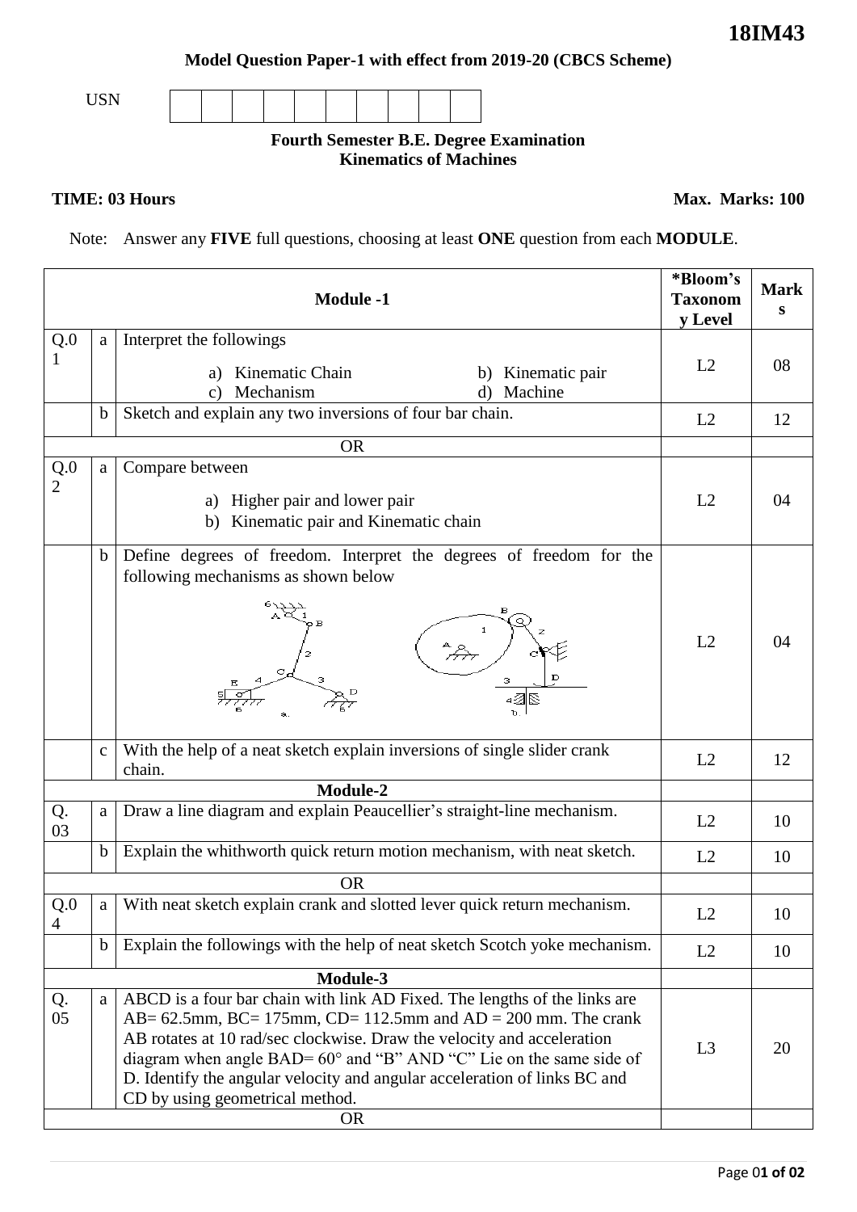# 18IM43

**Model Question Paper-1 with effect from 2019-20 (CBCS Scheme)**

USN | | | | | | | | | |

**Fourth Semester B.E. Degree Examination**
**Kinematics of Machines**

**TIME: 03 Hours** **Max. Marks: 100**

Note: Answer any **FIVE** full questions, choosing at least **ONE** question from each **MODULE**.

| | | **Module -1** | ***Bloom's Taxonomy Level** | **Marks** |
|---|---|---|---|---|
| Q.01 | a | Interpret the followings<br>a) Kinematic Chain b) Kinematic pair<br>c) Mechanism d) Machine | L2 | 08 |
| | b | Sketch and explain any two inversions of four bar chain. | L2 | 12 |
| | | OR | | |
| Q.02 | a | Compare between<br>a) Higher pair and lower pair<br>b) Kinematic pair and Kinematic chain | L2 | 04 |
| | b | Define degrees of freedom. Interpret the degrees of freedom for the following mechanisms as shown below | L2 | 04 |
| | c | With the help of a neat sketch explain inversions of single slider crank chain. | L2 | 12 |
| | | **Module-2** | | |
| Q. 03 | a | Draw a line diagram and explain Peaucellier's straight-line mechanism. | L2 | 10 |
| | b | Explain the whithworth quick return motion mechanism, with neat sketch. | L2 | 10 |
| | | OR | | |
| Q.04 | a | With neat sketch explain crank and slotted lever quick return mechanism. | L2 | 10 |
| | b | Explain the followings with the help of neat sketch Scotch yoke mechanism. | L2 | 10 |
| | | **Module-3** | | |
| Q. 05 | a | ABCD is a four bar chain with link AD Fixed. The lengths of the links are AB= 62.5mm, BC= 175mm, CD= 112.5mm and AD = 200 mm. The crank AB rotates at 10 rad/sec clockwise. Draw the velocity and acceleration diagram when angle BAD= 60° and "B" AND "C" Lie on the same side of D. Identify the angular velocity and angular acceleration of links BC and CD by using geometrical method. | L3 | 20 |
| | | OR | | |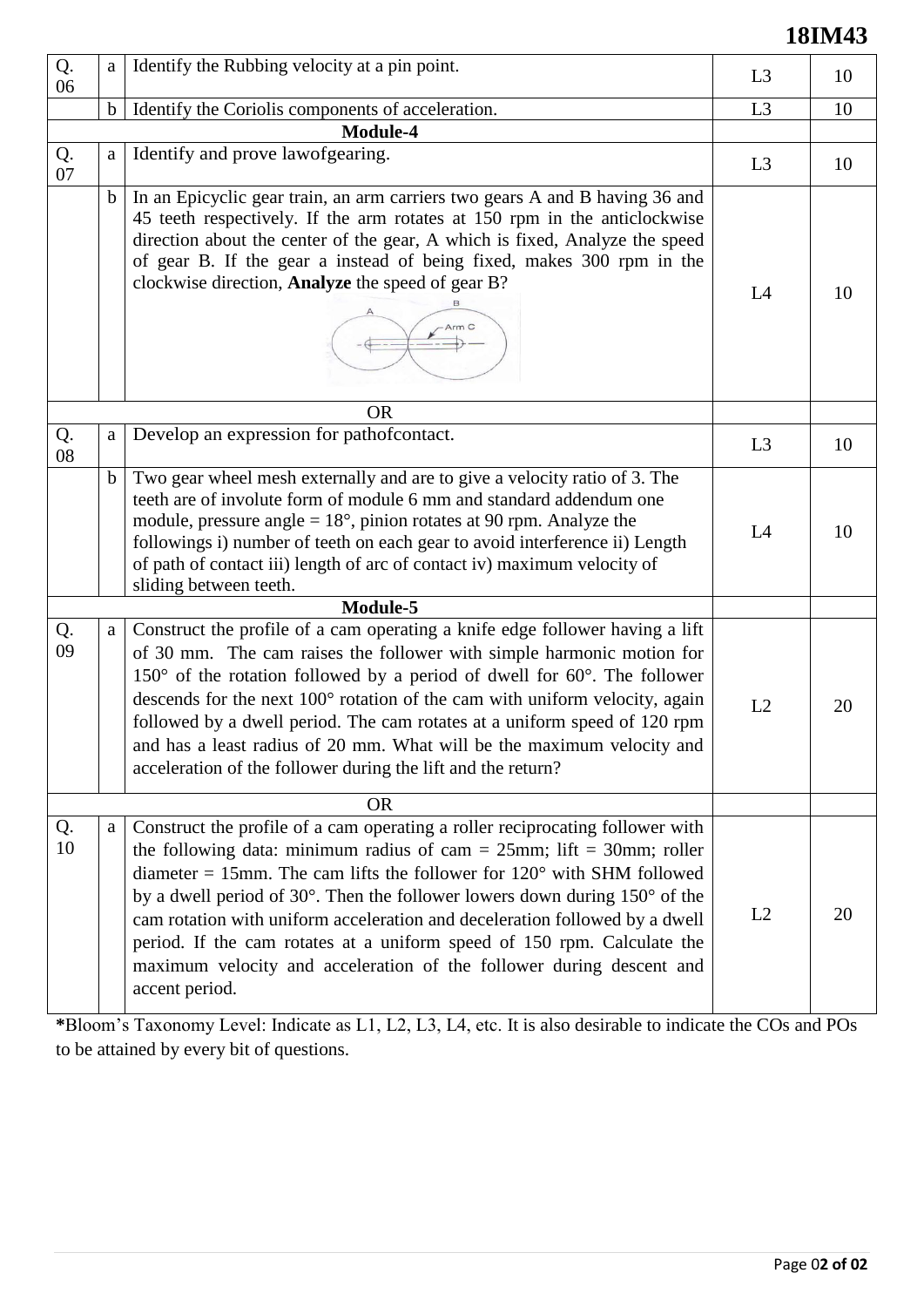| | | | | |
|---|---|---|---|---|
| Q. 06 | a | Identify the Rubbing velocity at a pin point. | L3 | 10 |
| | b | Identify the Coriolis components of acceleration. | L3 | 10 |
| | | **Module-4** | | |
| Q. 07 | a | Identify and prove lawofgearing. | L3 | 10 |
| | b | In an Epicyclic gear train, an arm carriers two gears A and B having 36 and 45 teeth respectively. If the arm rotates at 150 rpm in the anticlockwise direction about the center of the gear, A which is fixed, Analyze the speed of gear B. If the gear a instead of being fixed, makes 300 rpm in the clockwise direction, **Analyze** the speed of gear B? | L4 | 10 |
| | | OR | | |
| Q. 08 | a | Develop an expression for pathofcontact. | L3 | 10 |
| | b | Two gear wheel mesh externally and are to give a velocity ratio of 3. The teeth are of involute form of module 6 mm and standard addendum one module, pressure angle = 18°, pinion rotates at 90 rpm. Analyze the followings i) number of teeth on each gear to avoid interference ii) Length of path of contact iii) length of arc of contact iv) maximum velocity of sliding between teeth. | L4 | 10 |
| | | **Module-5** | | |
| Q. 09 | a | Construct the profile of a cam operating a knife edge follower having a lift of 30 mm. The cam raises the follower with simple harmonic motion for 150° of the rotation followed by a period of dwell for 60°. The follower descends for the next 100° rotation of the cam with uniform velocity, again followed by a dwell period. The cam rotates at a uniform speed of 120 rpm and has a least radius of 20 mm. What will be the maximum velocity and acceleration of the follower during the lift and the return? | L2 | 20 |
| | | OR | | |
| Q. 10 | a | Construct the profile of a cam operating a roller reciprocating follower with the following data: minimum radius of cam = 25mm; lift = 30mm; roller diameter = 15mm. The cam lifts the follower for 120° with SHM followed by a dwell period of 30°. Then the follower lowers down during 150° of the cam rotation with uniform acceleration and deceleration followed by a dwell period. If the cam rotates at a uniform speed of 150 rpm. Calculate the maximum velocity and acceleration of the follower during descent and accent period. | L2 | 20 |

A

B

Arm C

**\***Bloom's Taxonomy Level: Indicate as L1, L2, L3, L4, etc. It is also desirable to indicate the COs and POs to be attained by every bit of questions.